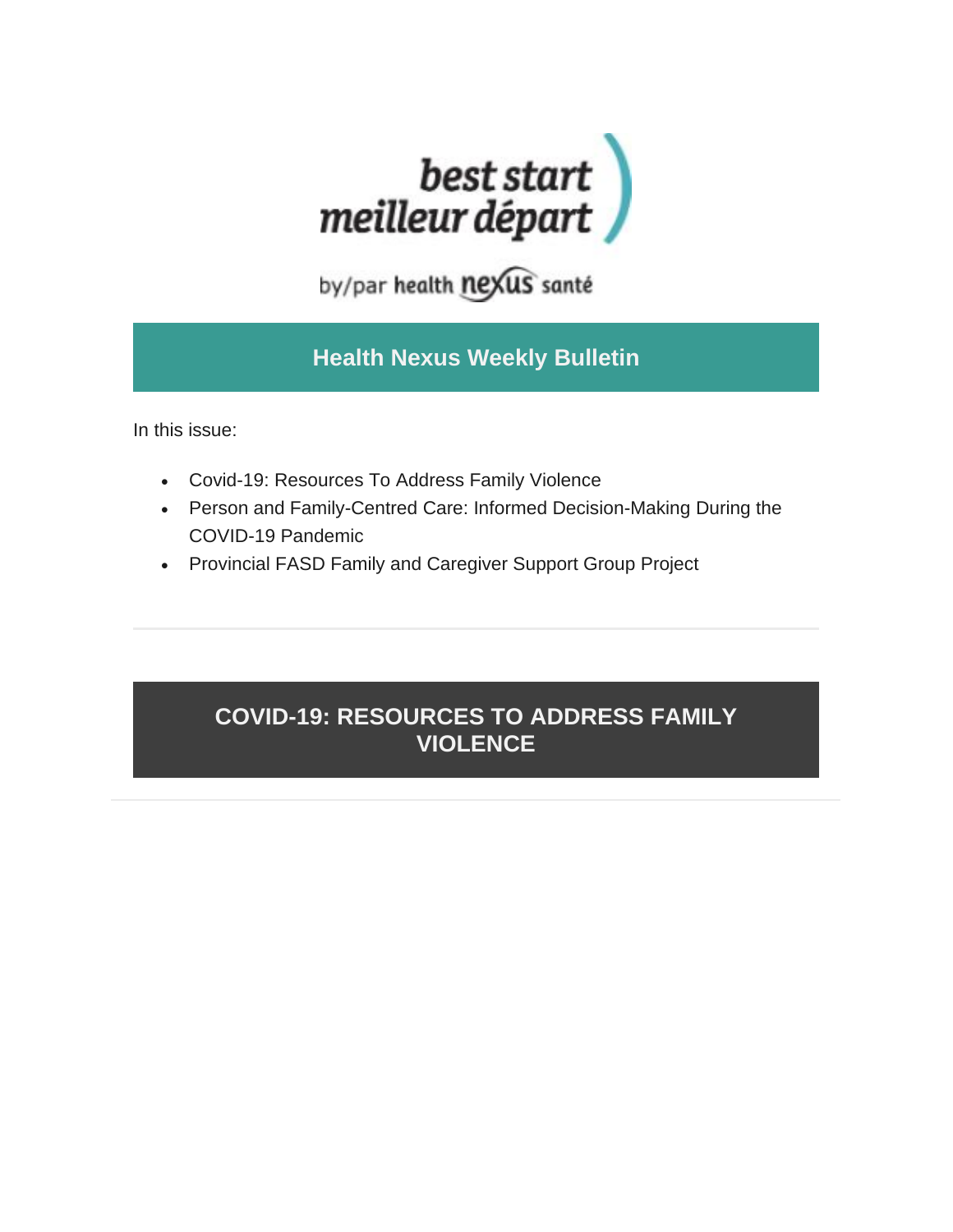best start
meilleur départ

by/par health nexus santé

# Health Nexus Weekly Bulletin

In this issue:

- Covid-19: Resources To Address Family Violence
- Person and Family-Centred Care: Informed Decision-Making During the COVID-19 Pandemic
- Provincial FASD Family and Caregiver Support Group Project

---

## COVID-19: RESOURCES TO ADDRESS FAMILY VIOLENCE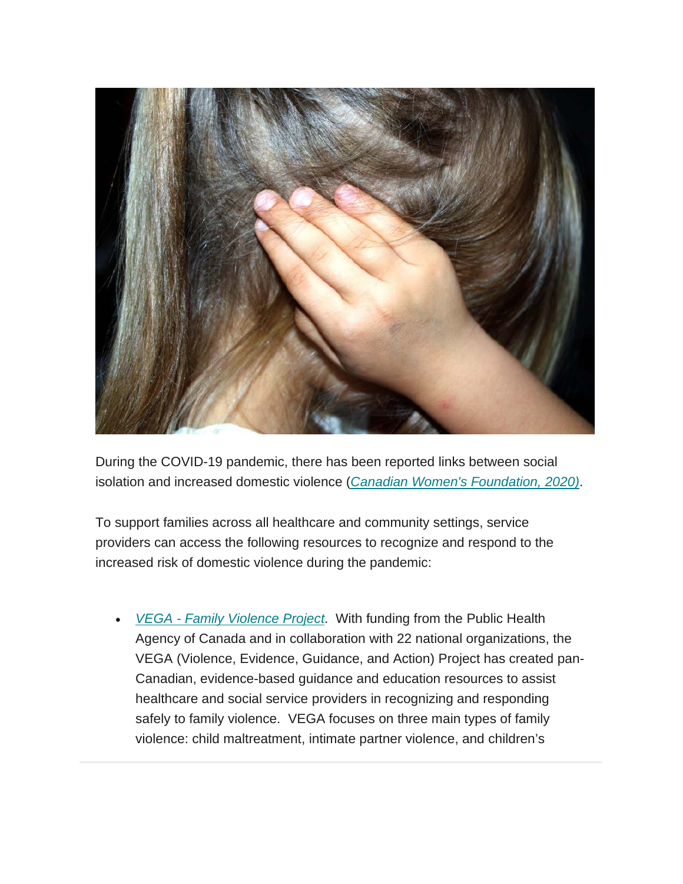During the COVID-19 pandemic, there has been reported links between social isolation and increased domestic violence (*Canadian Women's Foundation, 2020)*.

To support families across all healthcare and community settings, service providers can access the following resources to recognize and respond to the increased risk of domestic violence during the pandemic:

- *VEGA - Family Violence Project*. With funding from the Public Health Agency of Canada and in collaboration with 22 national organizations, the VEGA (Violence, Evidence, Guidance, and Action) Project has created pan-Canadian, evidence-based guidance and education resources to assist healthcare and social service providers in recognizing and responding safely to family violence. VEGA focuses on three main types of family violence: child maltreatment, intimate partner violence, and children's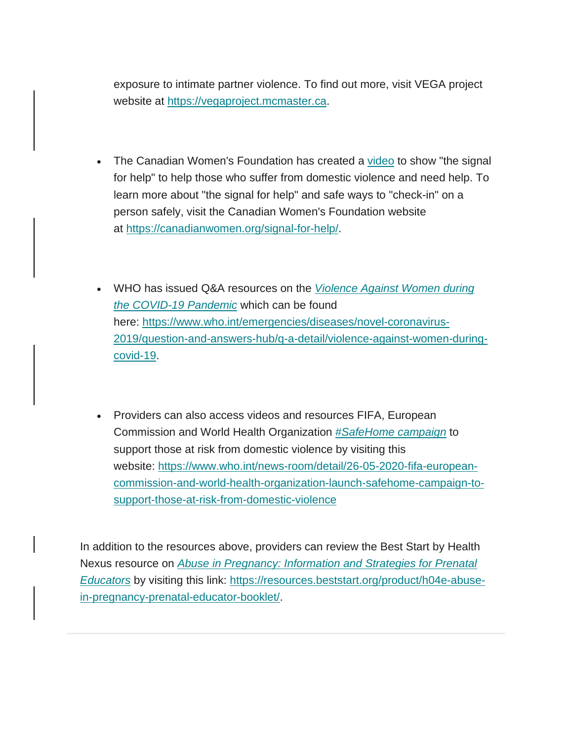exposure to intimate partner violence. To find out more, visit VEGA project website at https://vegaproject.mcmaster.ca.

- The Canadian Women's Foundation has created a video to show "the signal for help" to help those who suffer from domestic violence and need help. To learn more about "the signal for help" and safe ways to "check-in" on a person safely, visit the Canadian Women's Foundation website at https://canadianwomen.org/signal-for-help/.

- WHO has issued Q&A resources on the *Violence Against Women during the COVID-19 Pandemic* which can be found here: https://www.who.int/emergencies/diseases/novel-coronavirus-2019/question-and-answers-hub/q-a-detail/violence-against-women-during-covid-19.

- Providers can also access videos and resources FIFA, European Commission and World Health Organization *#SafeHome campaign* to support those at risk from domestic violence by visiting this website: https://www.who.int/news-room/detail/26-05-2020-fifa-european-commission-and-world-health-organization-launch-safehome-campaign-to-support-those-at-risk-from-domestic-violence

In addition to the resources above, providers can review the Best Start by Health Nexus resource on *Abuse in Pregnancy: Information and Strategies for Prenatal Educators* by visiting this link: https://resources.beststart.org/product/h04e-abuse-in-pregnancy-prenatal-educator-booklet/.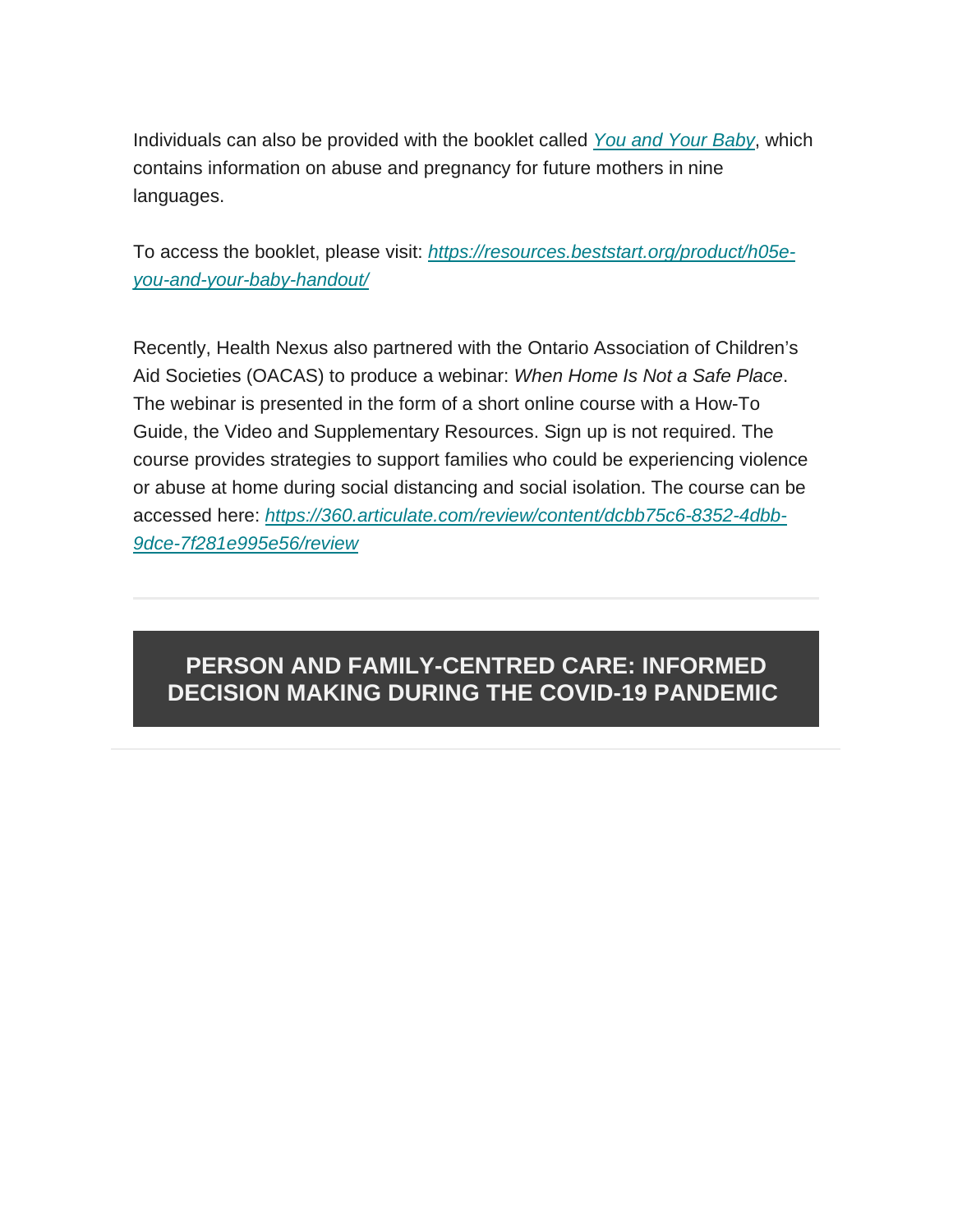Individuals can also be provided with the booklet called *You and Your Baby*, which contains information on abuse and pregnancy for future mothers in nine languages.

To access the booklet, please visit: *https://resources.beststart.org/product/h05e-you-and-your-baby-handout/*

Recently, Health Nexus also partnered with the Ontario Association of Children's Aid Societies (OACAS) to produce a webinar: *When Home Is Not a Safe Place*. The webinar is presented in the form of a short online course with a How-To Guide, the Video and Supplementary Resources. Sign up is not required. The course provides strategies to support families who could be experiencing violence or abuse at home during social distancing and social isolation. The course can be accessed here: *https://360.articulate.com/review/content/dcbb75c6-8352-4dbb-9dce-7f281e995e56/review*

---

## PERSON AND FAMILY-CENTRED CARE: INFORMED DECISION MAKING DURING THE COVID-19 PANDEMIC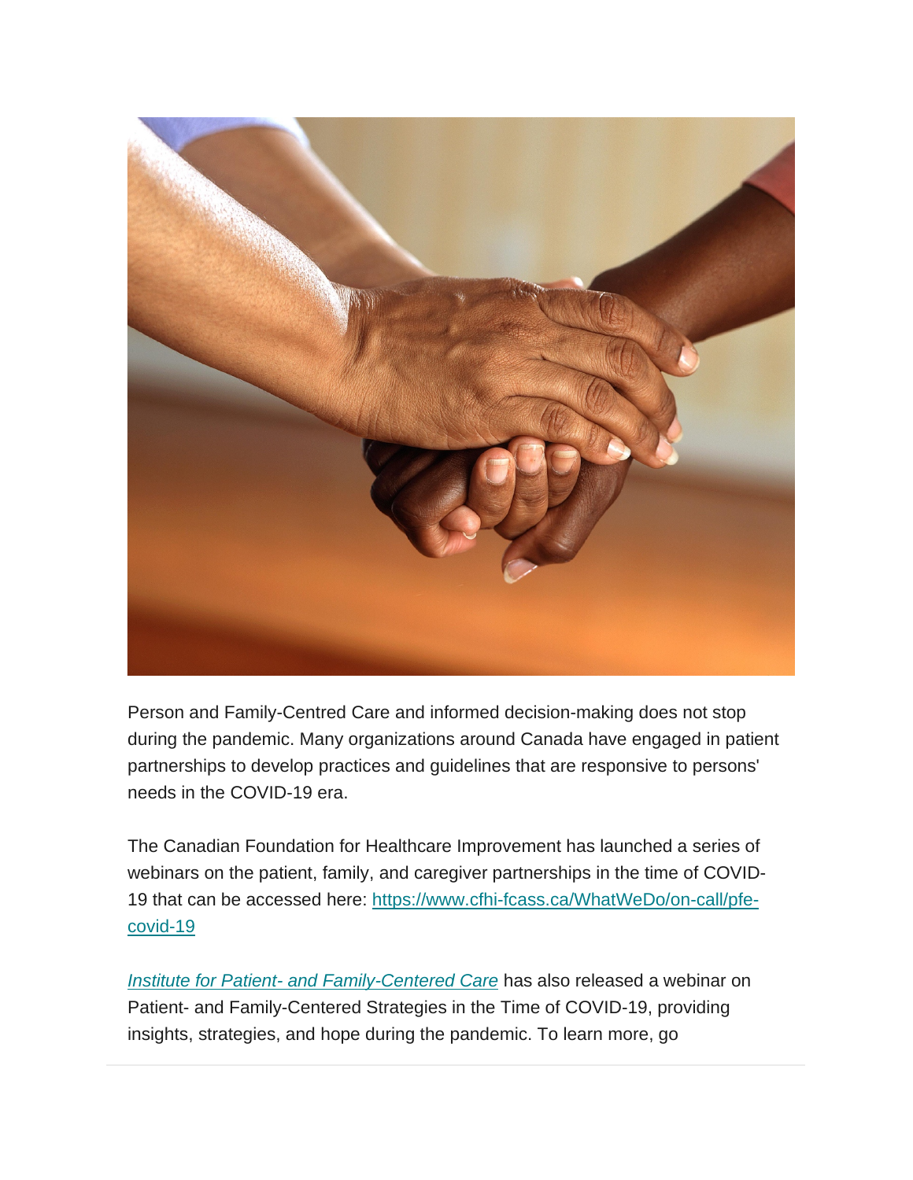Person and Family-Centred Care and informed decision-making does not stop during the pandemic. Many organizations around Canada have engaged in patient partnerships to develop practices and guidelines that are responsive to persons' needs in the COVID-19 era.

The Canadian Foundation for Healthcare Improvement has launched a series of webinars on the patient, family, and caregiver partnerships in the time of COVID-19 that can be accessed here: https://www.cfhi-fcass.ca/WhatWeDo/on-call/pfe-covid-19

*Institute for Patient- and Family-Centered Care* has also released a webinar on Patient- and Family-Centered Strategies in the Time of COVID-19, providing insights, strategies, and hope during the pandemic. To learn more, go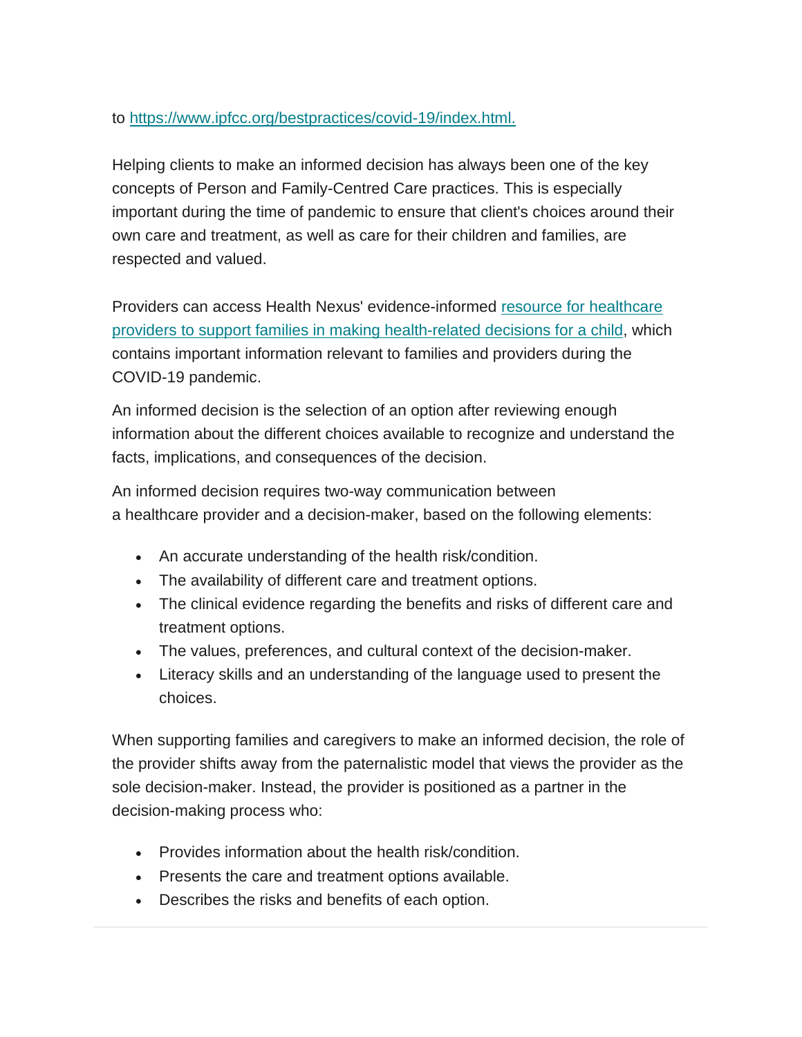to [https://www.ipfcc.org/bestpractices/covid-19/index.html.](https://www.ipfcc.org/bestpractices/covid-19/index.html)

Helping clients to make an informed decision has always been one of the key concepts of Person and Family-Centred Care practices. This is especially important during the time of pandemic to ensure that client's choices around their own care and treatment, as well as care for their children and families, are respected and valued.

Providers can access Health Nexus' evidence-informed resource for healthcare providers to support families in making health-related decisions for a child, which contains important information relevant to families and providers during the COVID-19 pandemic.

An informed decision is the selection of an option after reviewing enough information about the different choices available to recognize and understand the facts, implications, and consequences of the decision.

An informed decision requires two-way communication between a healthcare provider and a decision-maker, based on the following elements:

- An accurate understanding of the health risk/condition.
- The availability of different care and treatment options.
- The clinical evidence regarding the benefits and risks of different care and treatment options.
- The values, preferences, and cultural context of the decision-maker.
- Literacy skills and an understanding of the language used to present the choices.

When supporting families and caregivers to make an informed decision, the role of the provider shifts away from the paternalistic model that views the provider as the sole decision-maker. Instead, the provider is positioned as a partner in the decision-making process who:

- Provides information about the health risk/condition.
- Presents the care and treatment options available.
- Describes the risks and benefits of each option.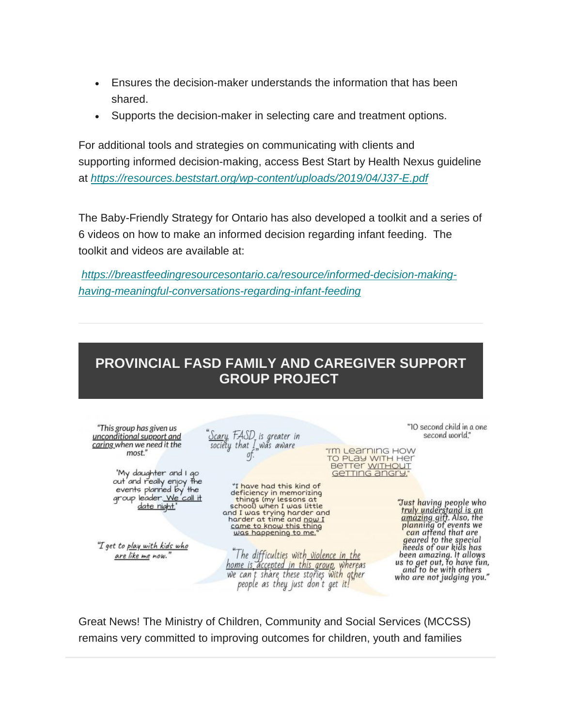- Ensures the decision-maker understands the information that has been shared.
- Supports the decision-maker in selecting care and treatment options.

For additional tools and strategies on communicating with clients and supporting informed decision-making, access Best Start by Health Nexus guideline at *https://resources.beststart.org/wp-content/uploads/2019/04/J37-E.pdf*

The Baby-Friendly Strategy for Ontario has also developed a toolkit and a series of 6 videos on how to make an informed decision regarding infant feeding. The toolkit and videos are available at:

*https://breastfeedingresourcesontario.ca/resource/informed-decision-making-having-meaningful-conversations-regarding-infant-feeding*

## PROVINCIAL FASD FAMILY AND CAREGIVER SUPPORT GROUP PROJECT

"This group has given us unconditional support and caring when we need it the most."

"Scary FASD is greater in society that I was aware of."

"10 second child in a one second world."

"I'm learning how to play with her better without getting angry."

'My daughter and I go out and really enjoy the events planned by the group leader. We call it date night.'

"I have had this kind of deficiency in memorizing things (my lessons at school) when I was little and I was trying harder and harder at time and now I came to know this thing was happening to me."

"Just having people who truly understand is an amazing gift. Also, the planning of events we can attend that are geared to the special needs of our kids has been amazing. It allows us to get out, to have fun, and to be with others who are not judging you."

"I get to play with kids who are like me now."

"The difficulties with violence in the home is accepted in this group, whereas we can't share these stories with other people as they just don't get it!"

Great News! The Ministry of Children, Community and Social Services (MCCSS) remains very committed to improving outcomes for children, youth and families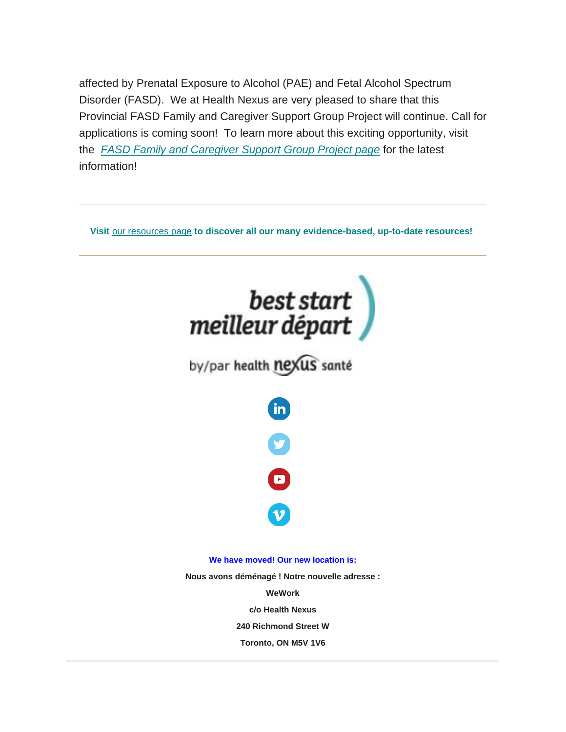affected by Prenatal Exposure to Alcohol (PAE) and Fetal Alcohol Spectrum Disorder (FASD). We at Health Nexus are very pleased to share that this Provincial FASD Family and Caregiver Support Group Project will continue. Call for applications is coming soon! To learn more about this exciting opportunity, visit the *FASD Family and Caregiver Support Group Project page* for the latest information!

---

**Visit our resources page to discover all our many evidence-based, up-to-date resources!**

---

best start
meilleur départ

by/par health nexus santé

**We have moved! Our new location is:**

**Nous avons déménagé ! Notre nouvelle adresse :**

**WeWork**

**c/o Health Nexus**

**240 Richmond Street W**

**Toronto, ON M5V 1V6**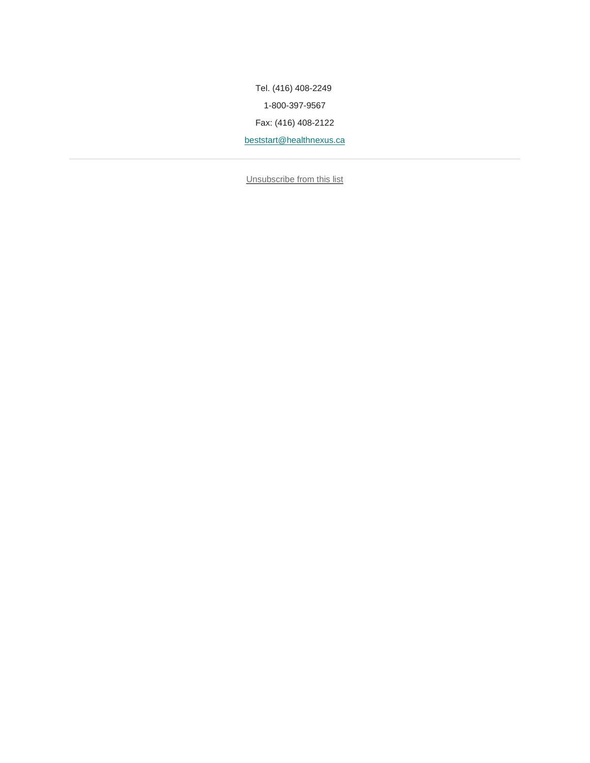Tel. (416) 408-2249

1-800-397-9567

Fax: (416) 408-2122

beststart@healthnexus.ca

---

Unsubscribe from this list